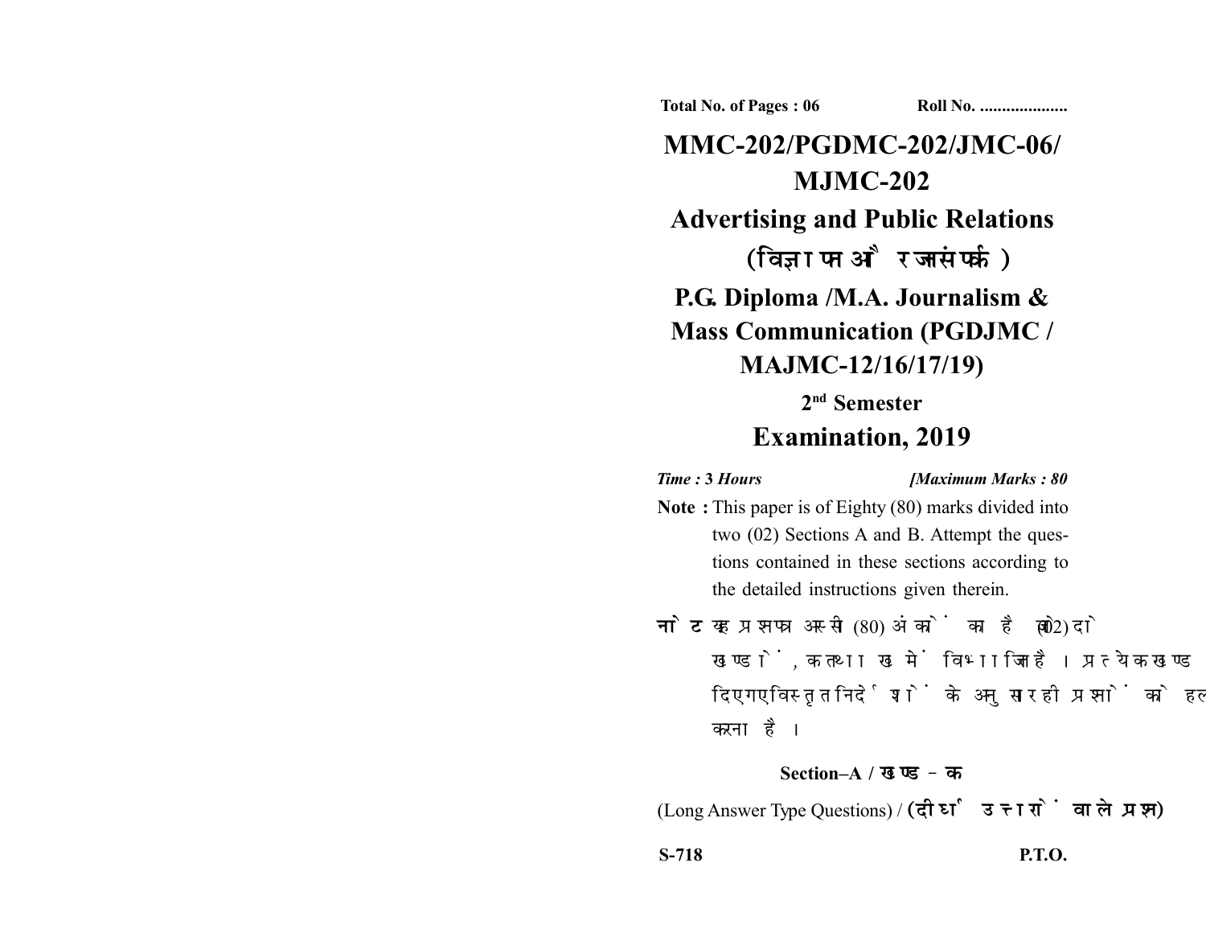Total No. of Pages : 06　　　　　　Roll No. ....................

# MMC-202/PGDMC-202/JMC-06/ MJMC-202

## Advertising and Public Relations (विज्ञापन और जनसंपर्क)

## P.G. Diploma /M.A. Journalism & Mass Communication (PGDJMC / MAJMC-12/16/17/19)

### 2nd Semester

### Examination, 2019

*Time :* **3 Hours**　　　　　　*[Maximum Marks :* **80**

**Note :** This paper is of Eighty (80) marks divided into two (02) Sections A and B. Attempt the questions contained in these sections according to the detailed instructions given therein.

**नोट :** यह प्रश्नपत्र अस्सी (80) अंकों का है जो दो (02) खण्डों, क तथा ख में विभाजित है। प्रत्येक खण्ड में दिए गए विस्तृत निर्देशों के अनुसार ही प्रश्नों को हल करना है।

**Section–A / खण्ड–क**

(Long Answer Type Questions) / **(दीर्घ उत्तरों वाले प्रश्न)**

**S-718**　　　　　　　　　　　　　　**P.T.O.**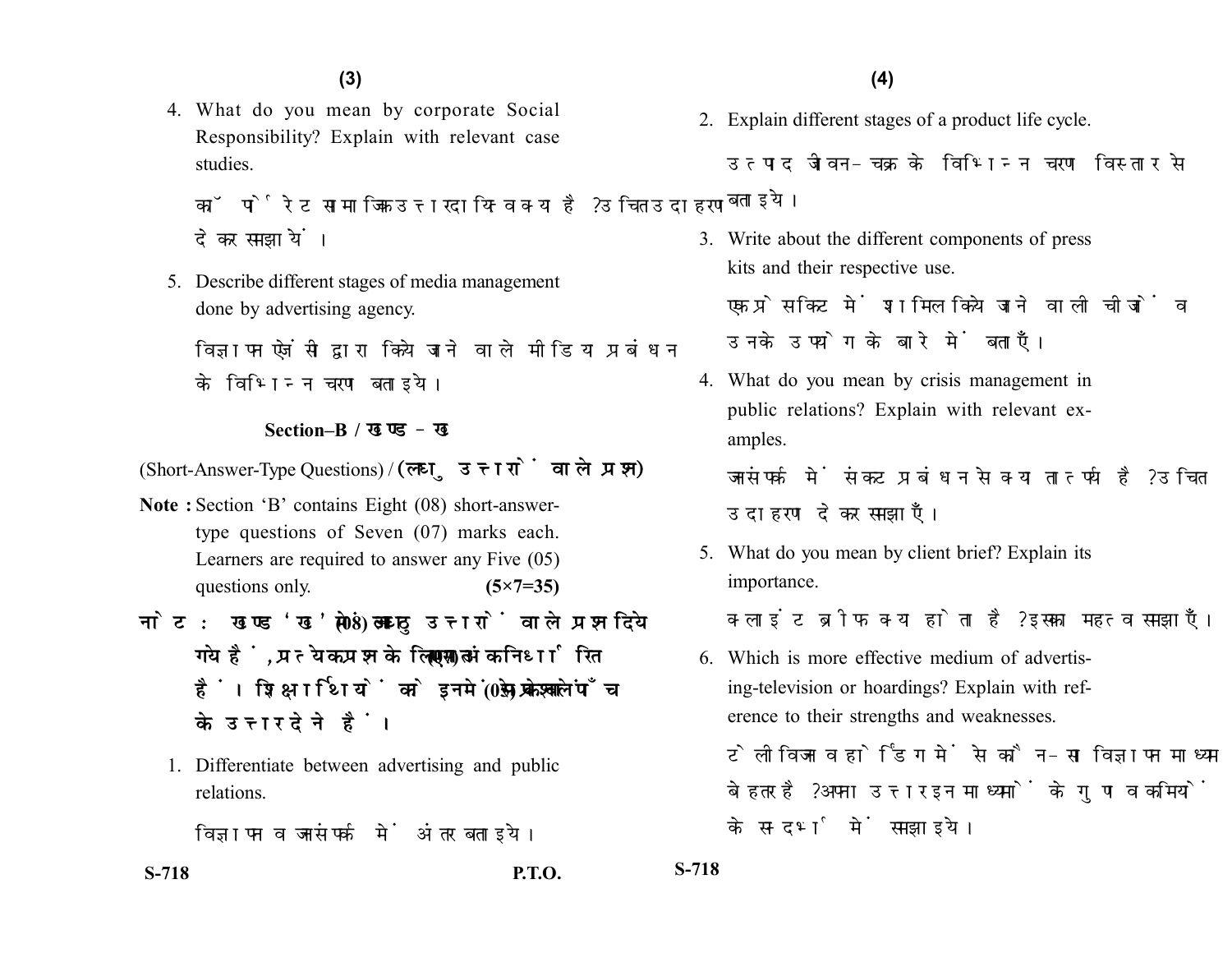4. What do you mean by corporate Social Responsibility? Explain with relevant case studies.

   कॉर्पोरेट सामाजिक उत्तरदायित्व क्या है? उचित उदाहरण देकर समझायें।

5. Describe different stages of media management done by advertising agency.

   विज्ञापन एजेंसी द्वारा किये जाने वाले मीडिया प्रबंधन के विभिन्न चरण बताइये।

## Section–B / खण्ड – ख

(Short-Answer-Type Questions) / **(लघु उत्तरों वाले प्रश्न)**

**Note :** Section 'B' contains Eight (08) short-answer-type questions of Seven (07) marks each. Learners are required to answer any Five (05) questions only. **(5×7=35)**

**नोट :** खण्ड 'ख' में आठ (08) लघु उत्तरों वाले प्रश्न दिये गये हैं, प्रत्येक प्रश्न के लिए सात (07) अंक निर्धारित हैं। शिक्षार्थियों को इनमें से केवल पाँच (05) प्रश्नों के उत्तर देने हैं।

1. Differentiate between advertising and public relations.

   विज्ञापन व जनसंपर्क में अंतर बताइये।

2. Explain different stages of a product life cycle.

   उत्पाद जीवन-चक्र के विभिन्न चरण विस्तार से बताइये।

3. Write about the different components of press kits and their respective use.

   एक प्रेस किट में शामिल किये जाने वाली चीजों व उनके उपयोग के बारे में बताएँ।

4. What do you mean by crisis management in public relations? Explain with relevant examples.

   जनसंपर्क में संकट प्रबंधन से क्या तात्पर्य है? उचित उदाहरण देकर समझाएँ।

5. What do you mean by client brief? Explain its importance.

   क्लाइंट ब्रीफ क्या होता है? इसका महत्व समझाएँ।

6. Which is more effective medium of advertising-television or hoardings? Explain with reference to their strengths and weaknesses.

   टेलीविजन व होर्डिंग में से कौन-सा विज्ञापन माध्यम बेहतर है? अपना उत्तर इन माध्यमों के गुण व कमियों के संदर्भ में समझाइये।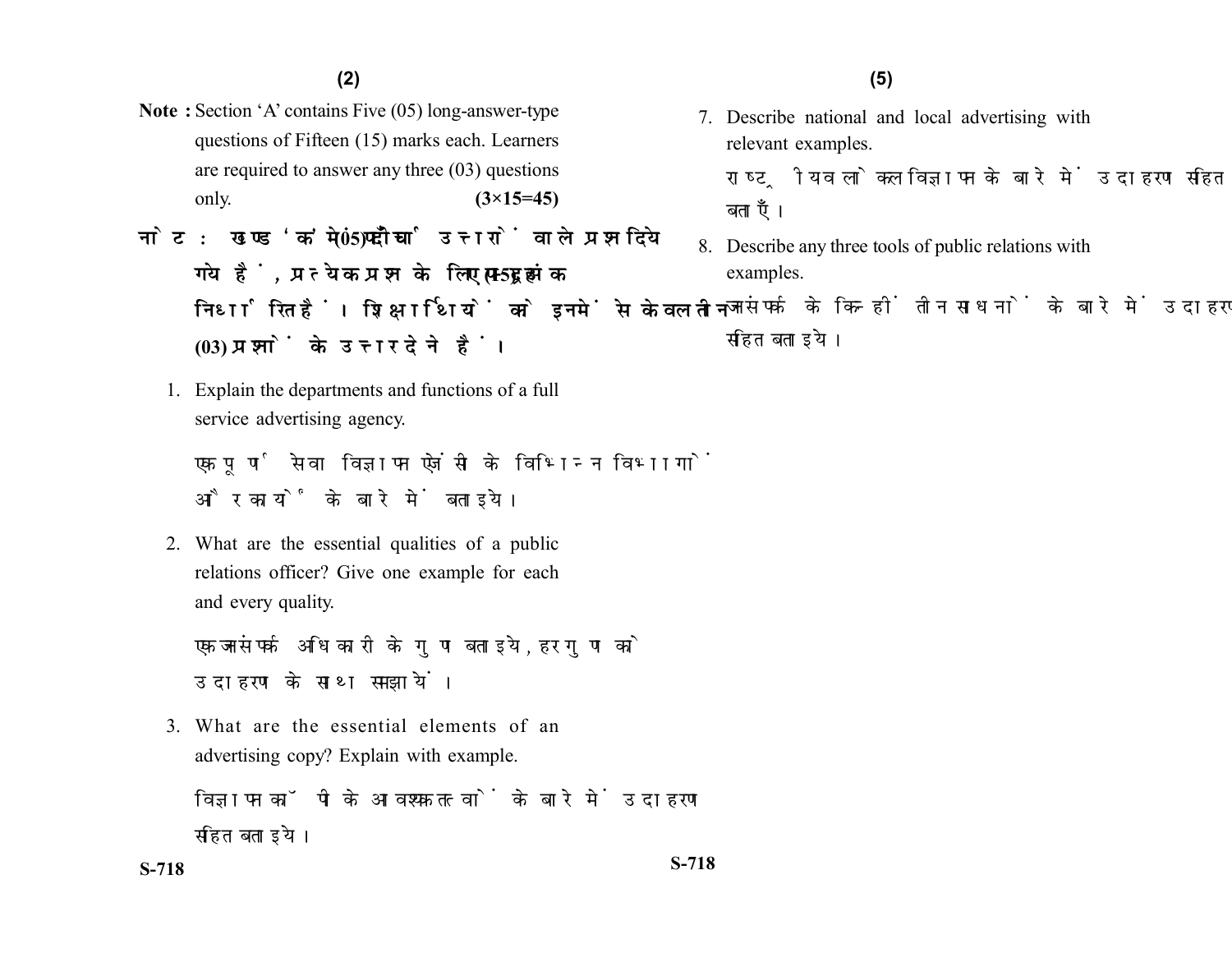**Note :** Section 'A' contains Five (05) long-answer-type questions of Fifteen (15) marks each. Learners are required to answer any three (03) questions only. **(3×15=45)**

**नोट :** खण्ड 'क' में पाँच (05) दीर्घ उत्तरों वाले प्रश्न दिये गये हैं, प्रत्येक प्रश्न के लिए पन्द्रह (15) अंक निर्धारित हैं। शिक्षार्थियों को इनमें से केवल तीन (03) प्रश्नों के उत्तर देने हैं।

1. Explain the departments and functions of a full service advertising agency.

   एक पूर्ण सेवा विज्ञापन एजेंसी के विभिन्न विभागों और कार्यों के बारे में बताइये।

2. What are the essential qualities of a public relations officer? Give one example for each and every quality.

   एक जनसंपर्क अधिकारी के गुण बताइये, हर गुण को उदाहरण के साथ समझायें।

3. What are the essential elements of an advertising copy? Explain with example.

   विज्ञापन कॉपी के आवश्यक तत्वों के बारे में उदाहरण सहित बताइये।

7. Describe national and local advertising with relevant examples.

   राष्ट्रीय व लोकल विज्ञापन के बारे में उदाहरण सहित बताएँ।

8. Describe any three tools of public relations with examples.

   जनसंपर्क के किन्हीं तीन साधनों के बारे में उदाहरण सहित बताइये।